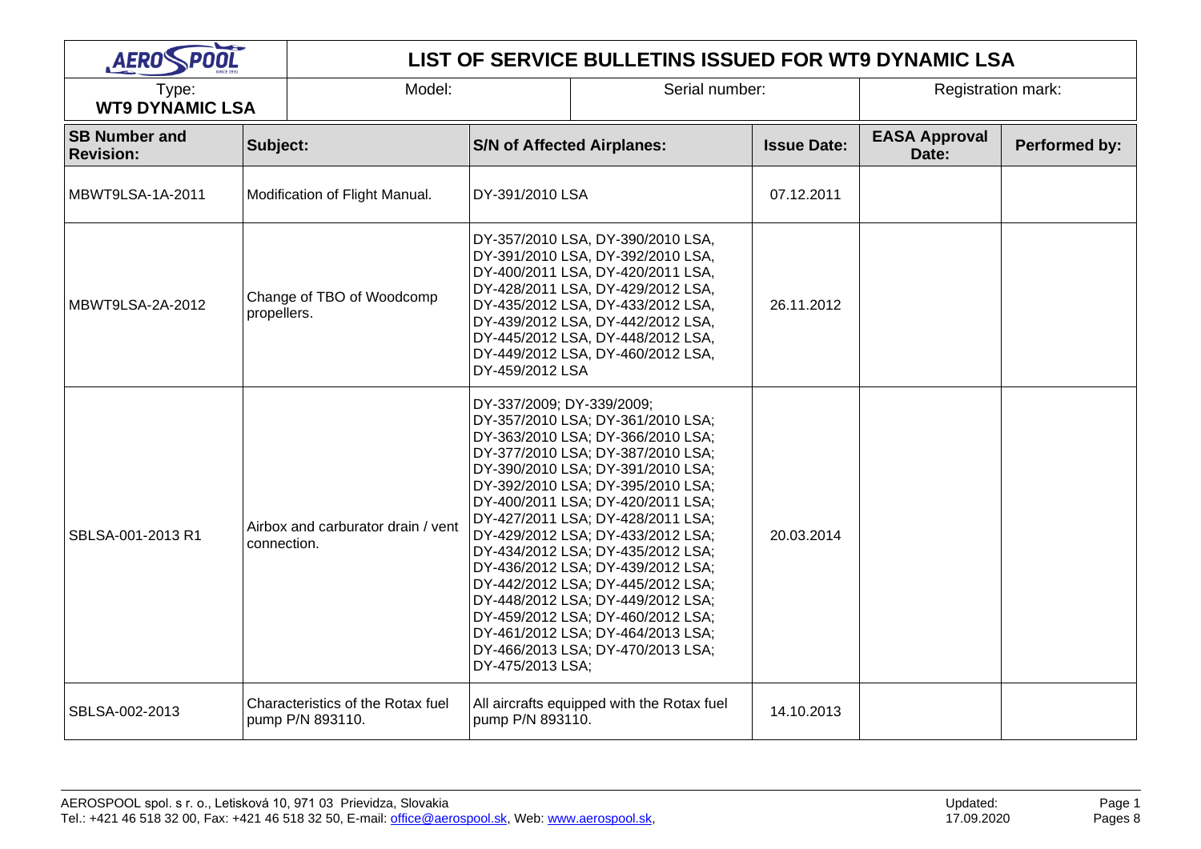# LIST OF SERVICE BULLETINS ISSUED FOR WT9 DYNAMIC LSA

| Type: **WT9 DYNAMIC LSA** | Model: | Serial number: | Registration mark: |
|---|---|---|---|

| SB Number and Revision: | Subject: | S/N of Affected Airplanes: | Issue Date: | EASA Approval Date: | Performed by: |
|---|---|---|---|---|---|
| MBWT9LSA-1A-2011 | Modification of Flight Manual. | DY-391/2010 LSA | 07.12.2011 | | |
| MBWT9LSA-2A-2012 | Change of TBO of Woodcomp propellers. | DY-357/2010 LSA, DY-390/2010 LSA, DY-391/2010 LSA, DY-392/2010 LSA, DY-400/2011 LSA, DY-420/2011 LSA, DY-428/2011 LSA, DY-429/2012 LSA, DY-435/2012 LSA, DY-433/2012 LSA, DY-439/2012 LSA, DY-442/2012 LSA, DY-445/2012 LSA, DY-448/2012 LSA, DY-449/2012 LSA, DY-460/2012 LSA, DY-459/2012 LSA | 26.11.2012 | | |
| SBLSA-001-2013 R1 | Airbox and carburator drain / vent connection. | DY-337/2009; DY-339/2009; DY-357/2010 LSA; DY-361/2010 LSA; DY-363/2010 LSA; DY-366/2010 LSA; DY-377/2010 LSA; DY-387/2010 LSA; DY-390/2010 LSA; DY-391/2010 LSA; DY-392/2010 LSA; DY-395/2010 LSA; DY-400/2011 LSA; DY-420/2011 LSA; DY-427/2011 LSA; DY-428/2011 LSA; DY-429/2012 LSA; DY-433/2012 LSA; DY-434/2012 LSA; DY-435/2012 LSA; DY-436/2012 LSA; DY-439/2012 LSA; DY-442/2012 LSA; DY-445/2012 LSA; DY-448/2012 LSA; DY-449/2012 LSA; DY-459/2012 LSA; DY-460/2012 LSA; DY-461/2012 LSA; DY-464/2013 LSA; DY-466/2013 LSA; DY-470/2013 LSA; DY-475/2013 LSA; | 20.03.2014 | | |
| SBLSA-002-2013 | Characteristics of the Rotax fuel pump P/N 893110. | All aircrafts equipped with the Rotax fuel pump P/N 893110. | 14.10.2013 | | |

AEROSPOOL spol. s r. o., Letisková 10, 971 03 Prievidza, Slovakia
Tel.: +421 46 518 32 00, Fax: +421 46 518 32 50, E-mail: office@aerospool.sk, Web: www.aerospool.sk,

Updated: 17.09.2020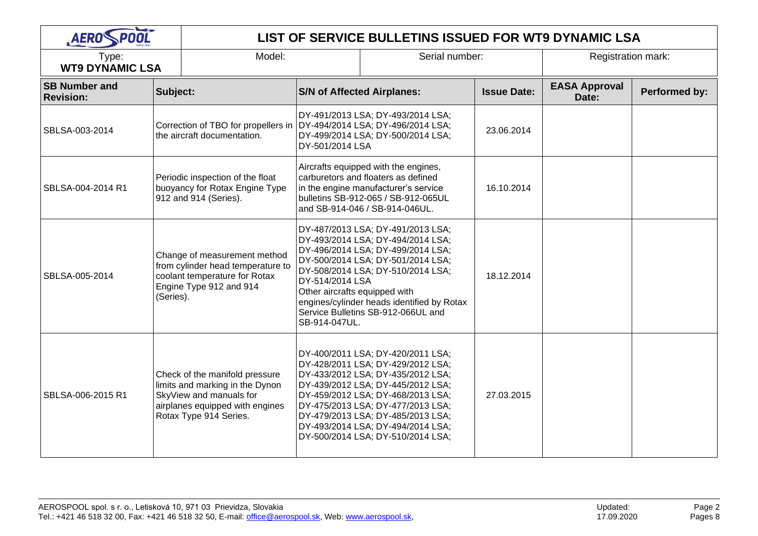# LIST OF SERVICE BULLETINS ISSUED FOR WT9 DYNAMIC LSA

| Type: WT9 DYNAMIC LSA | Model: | Serial number: | Registration mark: |
|---|---|---|---|

| SB Number and Revision: | Subject: | S/N of Affected Airplanes: | Issue Date: | EASA Approval Date: | Performed by: |
|---|---|---|---|---|---|
| SBLSA-003-2014 | Correction of TBO for propellers in the aircraft documentation. | DY-491/2013 LSA; DY-493/2014 LSA; DY-494/2014 LSA; DY-496/2014 LSA; DY-499/2014 LSA; DY-500/2014 LSA; DY-501/2014 LSA | 23.06.2014 | | |
| SBLSA-004-2014 R1 | Periodic inspection of the float buoyancy for Rotax Engine Type 912 and 914 (Series). | Aircrafts equipped with the engines, carburetors and floaters as defined in the engine manufacturer's service bulletins SB-912-065 / SB-912-065UL and SB-914-046 / SB-914-046UL. | 16.10.2014 | | |
| SBLSA-005-2014 | Change of measurement method from cylinder head temperature to coolant temperature for Rotax Engine Type 912 and 914 (Series). | DY-487/2013 LSA; DY-491/2013 LSA; DY-493/2014 LSA; DY-494/2014 LSA; DY-496/2014 LSA; DY-499/2014 LSA; DY-500/2014 LSA; DY-501/2014 LSA; DY-508/2014 LSA; DY-510/2014 LSA; DY-514/2014 LSA<br>Other aircrafts equipped with engines/cylinder heads identified by Rotax Service Bulletins SB-912-066UL and SB-914-047UL. | 18.12.2014 | | |
| SBLSA-006-2015 R1 | Check of the manifold pressure limits and marking in the Dynon SkyView and manuals for airplanes equipped with engines Rotax Type 914 Series. | DY-400/2011 LSA; DY-420/2011 LSA; DY-428/2011 LSA; DY-429/2012 LSA; DY-433/2012 LSA; DY-435/2012 LSA; DY-439/2012 LSA; DY-445/2012 LSA; DY-459/2012 LSA; DY-468/2013 LSA; DY-475/2013 LSA; DY-477/2013 LSA; DY-479/2013 LSA; DY-485/2013 LSA; DY-493/2014 LSA; DY-494/2014 LSA; DY-500/2014 LSA; DY-510/2014 LSA; | 27.03.2015 | | |

AEROSPOOL spol. s r. o., Letisková 10, 971 03 Prievidza, Slovakia
Tel.: +421 46 518 32 00, Fax: +421 46 518 32 50, E-mail: office@aerospool.sk, Web: www.aerospool.sk,

Updated: 17.09.2020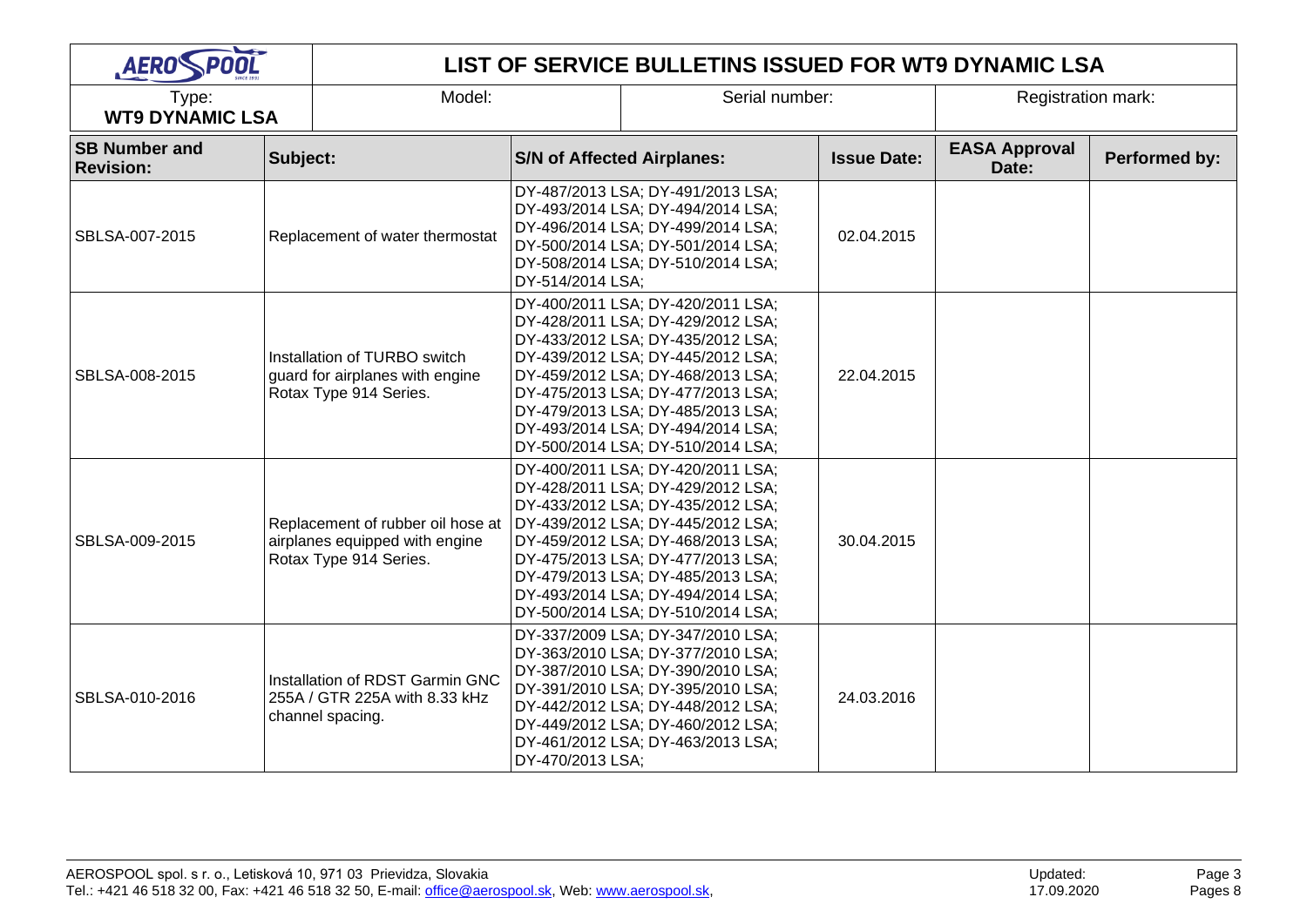# LIST OF SERVICE BULLETINS ISSUED FOR WT9 DYNAMIC LSA

| Type: **WT9 DYNAMIC LSA** | Model: | Serial number: | Registration mark: |
|---|---|---|---|

| SB Number and Revision: | Subject: | S/N of Affected Airplanes: | Issue Date: | EASA Approval Date: | Performed by: |
|---|---|---|---|---|---|
| SBLSA-007-2015 | Replacement of water thermostat | DY-487/2013 LSA; DY-491/2013 LSA; DY-493/2014 LSA; DY-494/2014 LSA; DY-496/2014 LSA; DY-499/2014 LSA; DY-500/2014 LSA; DY-501/2014 LSA; DY-508/2014 LSA; DY-510/2014 LSA; DY-514/2014 LSA; | 02.04.2015 | | |
| SBLSA-008-2015 | Installation of TURBO switch guard for airplanes with engine Rotax Type 914 Series. | DY-400/2011 LSA; DY-420/2011 LSA; DY-428/2011 LSA; DY-429/2012 LSA; DY-433/2012 LSA; DY-435/2012 LSA; DY-439/2012 LSA; DY-445/2012 LSA; DY-459/2012 LSA; DY-468/2013 LSA; DY-475/2013 LSA; DY-477/2013 LSA; DY-479/2013 LSA; DY-485/2013 LSA; DY-493/2014 LSA; DY-494/2014 LSA; DY-500/2014 LSA; DY-510/2014 LSA; | 22.04.2015 | | |
| SBLSA-009-2015 | Replacement of rubber oil hose at airplanes equipped with engine Rotax Type 914 Series. | DY-400/2011 LSA; DY-420/2011 LSA; DY-428/2011 LSA; DY-429/2012 LSA; DY-433/2012 LSA; DY-435/2012 LSA; DY-439/2012 LSA; DY-445/2012 LSA; DY-459/2012 LSA; DY-468/2013 LSA; DY-475/2013 LSA; DY-477/2013 LSA; DY-479/2013 LSA; DY-485/2013 LSA; DY-493/2014 LSA; DY-494/2014 LSA; DY-500/2014 LSA; DY-510/2014 LSA; | 30.04.2015 | | |
| SBLSA-010-2016 | Installation of RDST Garmin GNC 255A / GTR 225A with 8.33 kHz channel spacing. | DY-337/2009 LSA; DY-347/2010 LSA; DY-363/2010 LSA; DY-377/2010 LSA; DY-387/2010 LSA; DY-390/2010 LSA; DY-391/2010 LSA; DY-395/2010 LSA; DY-442/2012 LSA; DY-448/2012 LSA; DY-449/2012 LSA; DY-460/2012 LSA; DY-461/2012 LSA; DY-463/2013 LSA; DY-470/2013 LSA; | 24.03.2016 | | |

AEROSPOOL spol. s r. o., Letisková 10, 971 03 Prievidza, Slovakia
Tel.: +421 46 518 32 00, Fax: +421 46 518 32 50, E-mail: office@aerospool.sk, Web: www.aerospool.sk,

Updated: 17.09.2020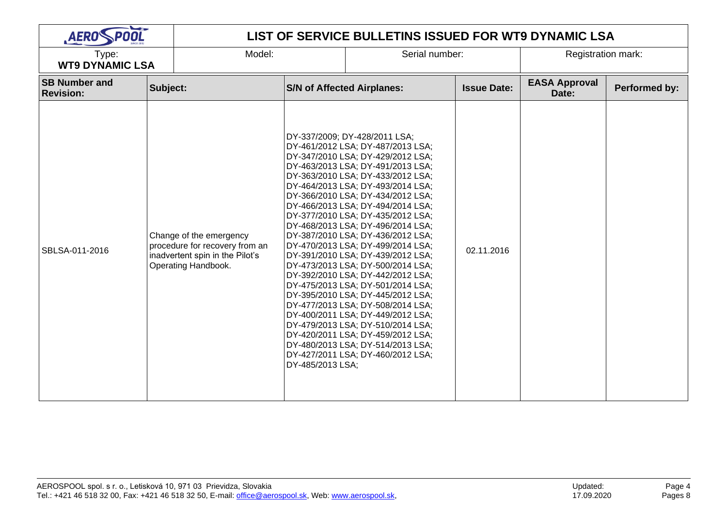# LIST OF SERVICE BULLETINS ISSUED FOR WT9 DYNAMIC LSA

| Type: WT9 DYNAMIC LSA | Model: | Serial number: | Registration mark: |
|---|---|---|---|

| SB Number and Revision: | Subject: | S/N of Affected Airplanes: | Issue Date: | EASA Approval Date: | Performed by: |
|---|---|---|---|---|---|
| SBLSA-011-2016 | Change of the emergency procedure for recovery from an inadvertent spin in the Pilot's Operating Handbook. | DY-337/2009; DY-428/2011 LSA; DY-461/2012 LSA; DY-487/2013 LSA; DY-347/2010 LSA; DY-429/2012 LSA; DY-463/2013 LSA; DY-491/2013 LSA; DY-363/2010 LSA; DY-433/2012 LSA; DY-464/2013 LSA; DY-493/2014 LSA; DY-366/2010 LSA; DY-434/2012 LSA; DY-466/2013 LSA; DY-494/2014 LSA; DY-377/2010 LSA; DY-435/2012 LSA; DY-468/2013 LSA; DY-496/2014 LSA; DY-387/2010 LSA; DY-436/2012 LSA; DY-470/2013 LSA; DY-499/2014 LSA; DY-391/2010 LSA; DY-439/2012 LSA; DY-473/2013 LSA; DY-500/2014 LSA; DY-392/2010 LSA; DY-442/2012 LSA; DY-475/2013 LSA; DY-501/2014 LSA; DY-395/2010 LSA; DY-445/2012 LSA; DY-477/2013 LSA; DY-508/2014 LSA; DY-400/2011 LSA; DY-449/2012 LSA; DY-479/2013 LSA; DY-510/2014 LSA; DY-420/2011 LSA; DY-459/2012 LSA; DY-480/2013 LSA; DY-514/2013 LSA; DY-427/2011 LSA; DY-460/2012 LSA; DY-485/2013 LSA; | 02.11.2016 | | |

AEROSPOOL spol. s r. o., Letisková 10, 971 03 Prievidza, Slovakia
Tel.: +421 46 518 32 00, Fax: +421 46 518 32 50, E-mail: office@aerospool.sk, Web: www.aerospool.sk,

Updated: 17.09.2020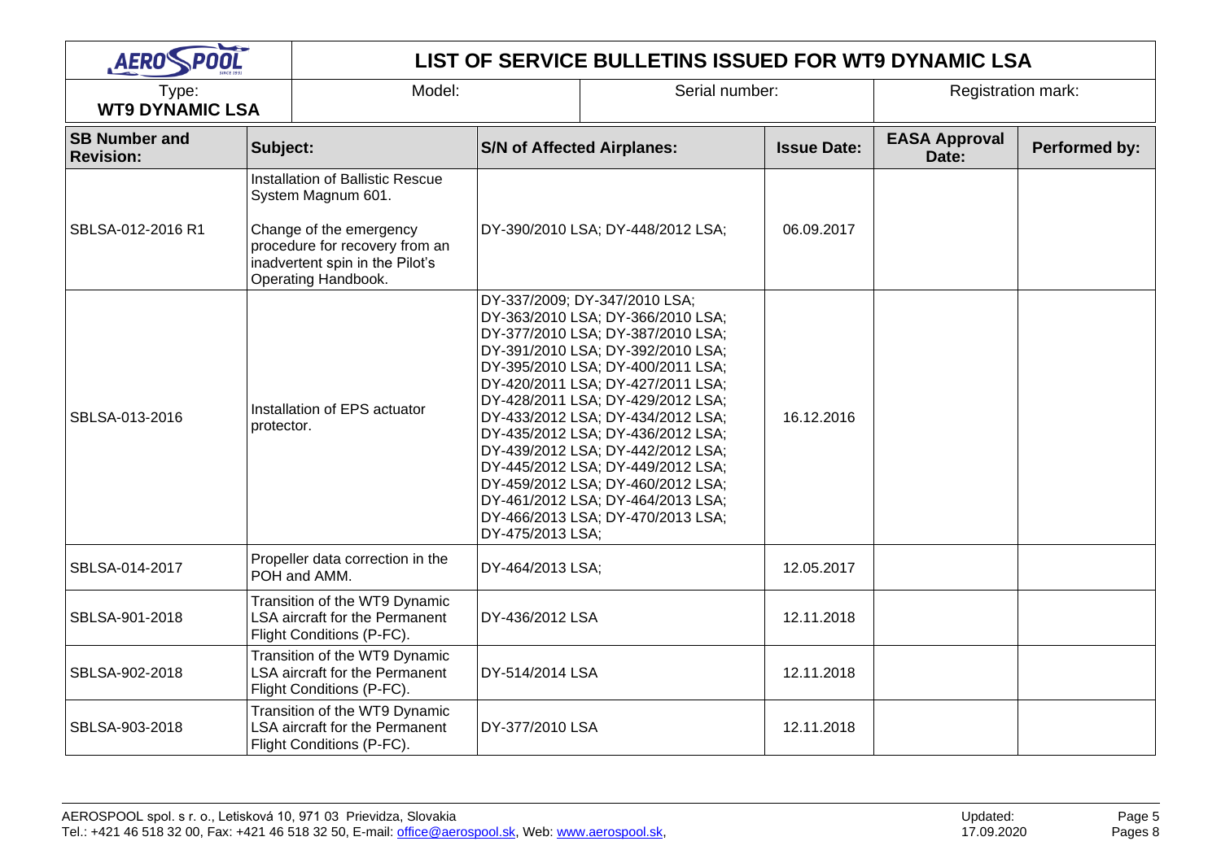# LIST OF SERVICE BULLETINS ISSUED FOR WT9 DYNAMIC LSA

| Type: **WT9 DYNAMIC LSA** | Model: | Serial number: | Registration mark: |
|---|---|---|---|

| SB Number and Revision: | Subject: | S/N of Affected Airplanes: | Issue Date: | EASA Approval Date: | Performed by: |
|---|---|---|---|---|---|
| SBLSA-012-2016 R1 | Installation of Ballistic Rescue System Magnum 601.<br><br>Change of the emergency procedure for recovery from an inadvertent spin in the Pilot's Operating Handbook. | DY-390/2010 LSA; DY-448/2012 LSA; | 06.09.2017 | | |
| SBLSA-013-2016 | Installation of EPS actuator protector. | DY-337/2009; DY-347/2010 LSA; DY-363/2010 LSA; DY-366/2010 LSA; DY-377/2010 LSA; DY-387/2010 LSA; DY-391/2010 LSA; DY-392/2010 LSA; DY-395/2010 LSA; DY-400/2011 LSA; DY-420/2011 LSA; DY-427/2011 LSA; DY-428/2011 LSA; DY-429/2012 LSA; DY-433/2012 LSA; DY-434/2012 LSA; DY-435/2012 LSA; DY-436/2012 LSA; DY-439/2012 LSA; DY-442/2012 LSA; DY-445/2012 LSA; DY-449/2012 LSA; DY-459/2012 LSA; DY-460/2012 LSA; DY-461/2012 LSA; DY-464/2013 LSA; DY-466/2013 LSA; DY-470/2013 LSA; DY-475/2013 LSA; | 16.12.2016 | | |
| SBLSA-014-2017 | Propeller data correction in the POH and AMM. | DY-464/2013 LSA; | 12.05.2017 | | |
| SBLSA-901-2018 | Transition of the WT9 Dynamic LSA aircraft for the Permanent Flight Conditions (P-FC). | DY-436/2012 LSA | 12.11.2018 | | |
| SBLSA-902-2018 | Transition of the WT9 Dynamic LSA aircraft for the Permanent Flight Conditions (P-FC). | DY-514/2014 LSA | 12.11.2018 | | |
| SBLSA-903-2018 | Transition of the WT9 Dynamic LSA aircraft for the Permanent Flight Conditions (P-FC). | DY-377/2010 LSA | 12.11.2018 | | |

AEROSPOOL spol. s r. o., Letisková 10, 971 03 Prievidza, Slovakia
Tel.: +421 46 518 32 00, Fax: +421 46 518 32 50, E-mail: office@aerospool.sk, Web: www.aerospool.sk,

Updated: 17.09.2020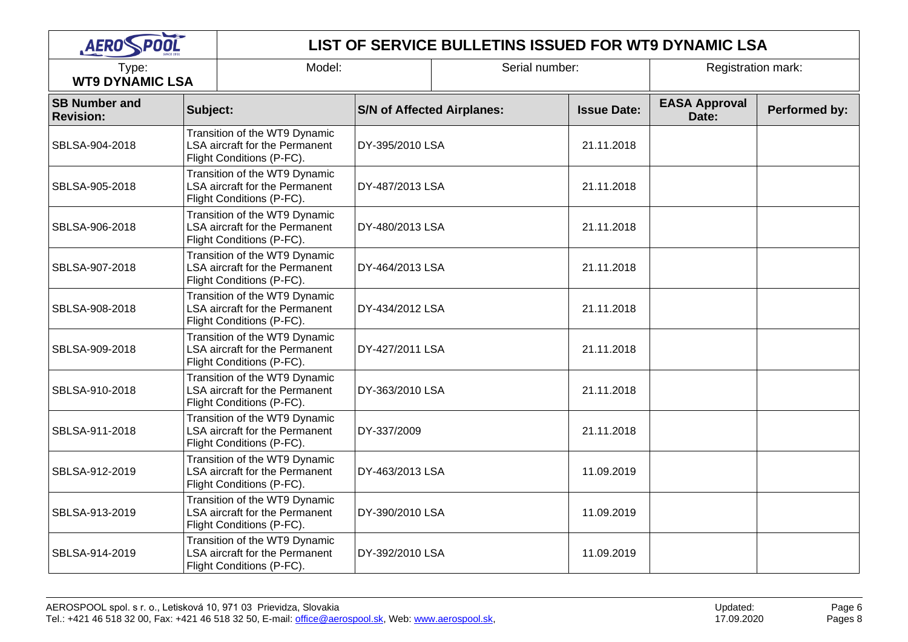# LIST OF SERVICE BULLETINS ISSUED FOR WT9 DYNAMIC LSA

| Type: **WT9 DYNAMIC LSA** | Model: | Serial number: | Registration mark: |
|---|---|---|---|

| SB Number and Revision: | Subject: | S/N of Affected Airplanes: | Issue Date: | EASA Approval Date: | Performed by: |
|---|---|---|---|---|---|
| SBLSA-904-2018 | Transition of the WT9 Dynamic LSA aircraft for the Permanent Flight Conditions (P-FC). | DY-395/2010 LSA | 21.11.2018 | | |
| SBLSA-905-2018 | Transition of the WT9 Dynamic LSA aircraft for the Permanent Flight Conditions (P-FC). | DY-487/2013 LSA | 21.11.2018 | | |
| SBLSA-906-2018 | Transition of the WT9 Dynamic LSA aircraft for the Permanent Flight Conditions (P-FC). | DY-480/2013 LSA | 21.11.2018 | | |
| SBLSA-907-2018 | Transition of the WT9 Dynamic LSA aircraft for the Permanent Flight Conditions (P-FC). | DY-464/2013 LSA | 21.11.2018 | | |
| SBLSA-908-2018 | Transition of the WT9 Dynamic LSA aircraft for the Permanent Flight Conditions (P-FC). | DY-434/2012 LSA | 21.11.2018 | | |
| SBLSA-909-2018 | Transition of the WT9 Dynamic LSA aircraft for the Permanent Flight Conditions (P-FC). | DY-427/2011 LSA | 21.11.2018 | | |
| SBLSA-910-2018 | Transition of the WT9 Dynamic LSA aircraft for the Permanent Flight Conditions (P-FC). | DY-363/2010 LSA | 21.11.2018 | | |
| SBLSA-911-2018 | Transition of the WT9 Dynamic LSA aircraft for the Permanent Flight Conditions (P-FC). | DY-337/2009 | 21.11.2018 | | |
| SBLSA-912-2019 | Transition of the WT9 Dynamic LSA aircraft for the Permanent Flight Conditions (P-FC). | DY-463/2013 LSA | 11.09.2019 | | |
| SBLSA-913-2019 | Transition of the WT9 Dynamic LSA aircraft for the Permanent Flight Conditions (P-FC). | DY-390/2010 LSA | 11.09.2019 | | |
| SBLSA-914-2019 | Transition of the WT9 Dynamic LSA aircraft for the Permanent Flight Conditions (P-FC). | DY-392/2010 LSA | 11.09.2019 | | |

AEROSPOOL spol. s r. o., Letisková 10, 971 03 Prievidza, Slovakia
Tel.: +421 46 518 32 00, Fax: +421 46 518 32 50, E-mail: office@aerospool.sk, Web: www.aerospool.sk,

Updated: 17.09.2020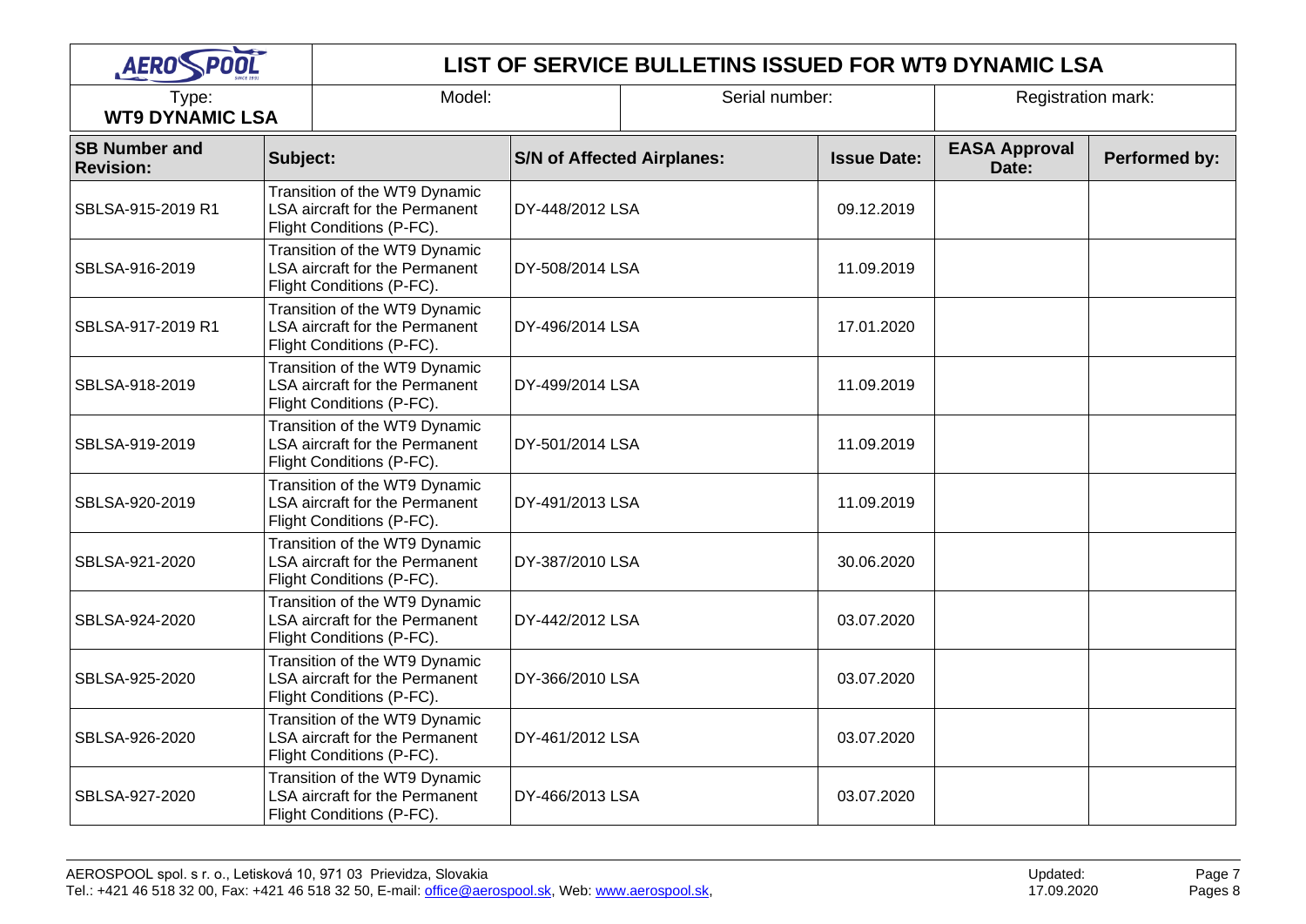# LIST OF SERVICE BULLETINS ISSUED FOR WT9 DYNAMIC LSA

| Type: **WT9 DYNAMIC LSA** | Model: | Serial number: | Registration mark: |
|---|---|---|---|

| SB Number and Revision: | Subject: | S/N of Affected Airplanes: | Issue Date: | EASA Approval Date: | Performed by: |
|---|---|---|---|---|---|
| SBLSA-915-2019 R1 | Transition of the WT9 Dynamic LSA aircraft for the Permanent Flight Conditions (P-FC). | DY-448/2012 LSA | 09.12.2019 | | |
| SBLSA-916-2019 | Transition of the WT9 Dynamic LSA aircraft for the Permanent Flight Conditions (P-FC). | DY-508/2014 LSA | 11.09.2019 | | |
| SBLSA-917-2019 R1 | Transition of the WT9 Dynamic LSA aircraft for the Permanent Flight Conditions (P-FC). | DY-496/2014 LSA | 17.01.2020 | | |
| SBLSA-918-2019 | Transition of the WT9 Dynamic LSA aircraft for the Permanent Flight Conditions (P-FC). | DY-499/2014 LSA | 11.09.2019 | | |
| SBLSA-919-2019 | Transition of the WT9 Dynamic LSA aircraft for the Permanent Flight Conditions (P-FC). | DY-501/2014 LSA | 11.09.2019 | | |
| SBLSA-920-2019 | Transition of the WT9 Dynamic LSA aircraft for the Permanent Flight Conditions (P-FC). | DY-491/2013 LSA | 11.09.2019 | | |
| SBLSA-921-2020 | Transition of the WT9 Dynamic LSA aircraft for the Permanent Flight Conditions (P-FC). | DY-387/2010 LSA | 30.06.2020 | | |
| SBLSA-924-2020 | Transition of the WT9 Dynamic LSA aircraft for the Permanent Flight Conditions (P-FC). | DY-442/2012 LSA | 03.07.2020 | | |
| SBLSA-925-2020 | Transition of the WT9 Dynamic LSA aircraft for the Permanent Flight Conditions (P-FC). | DY-366/2010 LSA | 03.07.2020 | | |
| SBLSA-926-2020 | Transition of the WT9 Dynamic LSA aircraft for the Permanent Flight Conditions (P-FC). | DY-461/2012 LSA | 03.07.2020 | | |
| SBLSA-927-2020 | Transition of the WT9 Dynamic LSA aircraft for the Permanent Flight Conditions (P-FC). | DY-466/2013 LSA | 03.07.2020 | | |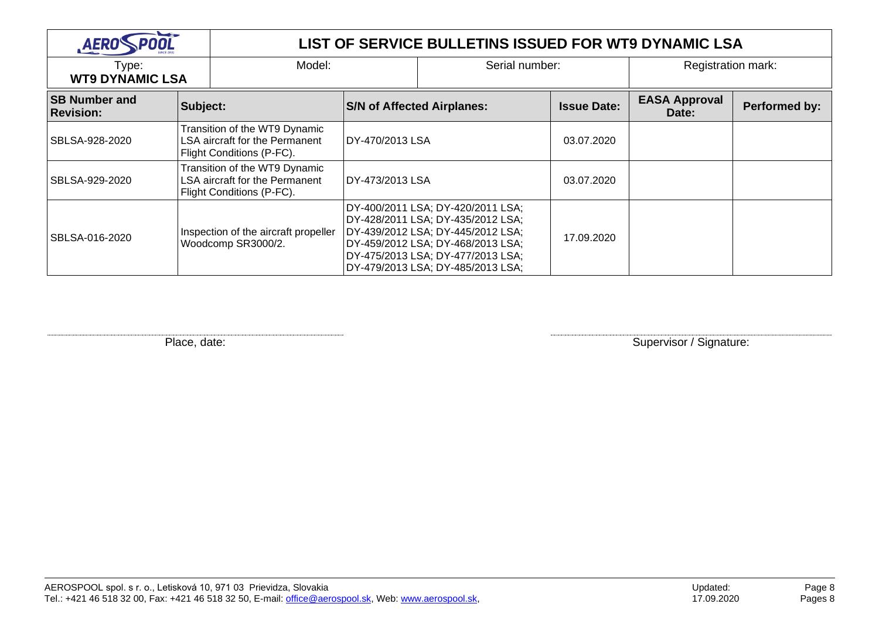# LIST OF SERVICE BULLETINS ISSUED FOR WT9 DYNAMIC LSA

| Type: WT9 DYNAMIC LSA | Model: | Serial number: | Registration mark: |
|---|---|---|---|

| SB Number and Revision: | Subject: | S/N of Affected Airplanes: | Issue Date: | EASA Approval Date: | Performed by: |
|---|---|---|---|---|---|
| SBLSA-928-2020 | Transition of the WT9 Dynamic LSA aircraft for the Permanent Flight Conditions (P-FC). | DY-470/2013 LSA | 03.07.2020 | | |
| SBLSA-929-2020 | Transition of the WT9 Dynamic LSA aircraft for the Permanent Flight Conditions (P-FC). | DY-473/2013 LSA | 03.07.2020 | | |
| SBLSA-016-2020 | Inspection of the aircraft propeller Woodcomp SR3000/2. | DY-400/2011 LSA; DY-420/2011 LSA; DY-428/2011 LSA; DY-435/2012 LSA; DY-439/2012 LSA; DY-445/2012 LSA; DY-459/2012 LSA; DY-468/2013 LSA; DY-475/2013 LSA; DY-477/2013 LSA; DY-479/2013 LSA; DY-485/2013 LSA; | 17.09.2020 | | |

Place, date:

Supervisor / Signature:

AEROSPOOL spol. s r. o., Letisková 10, 971 03 Prievidza, Slovakia
Tel.: +421 46 518 32 00, Fax: +421 46 518 32 50, E-mail: office@aerospool.sk, Web: www.aerospool.sk,

Updated: 17.09.2020